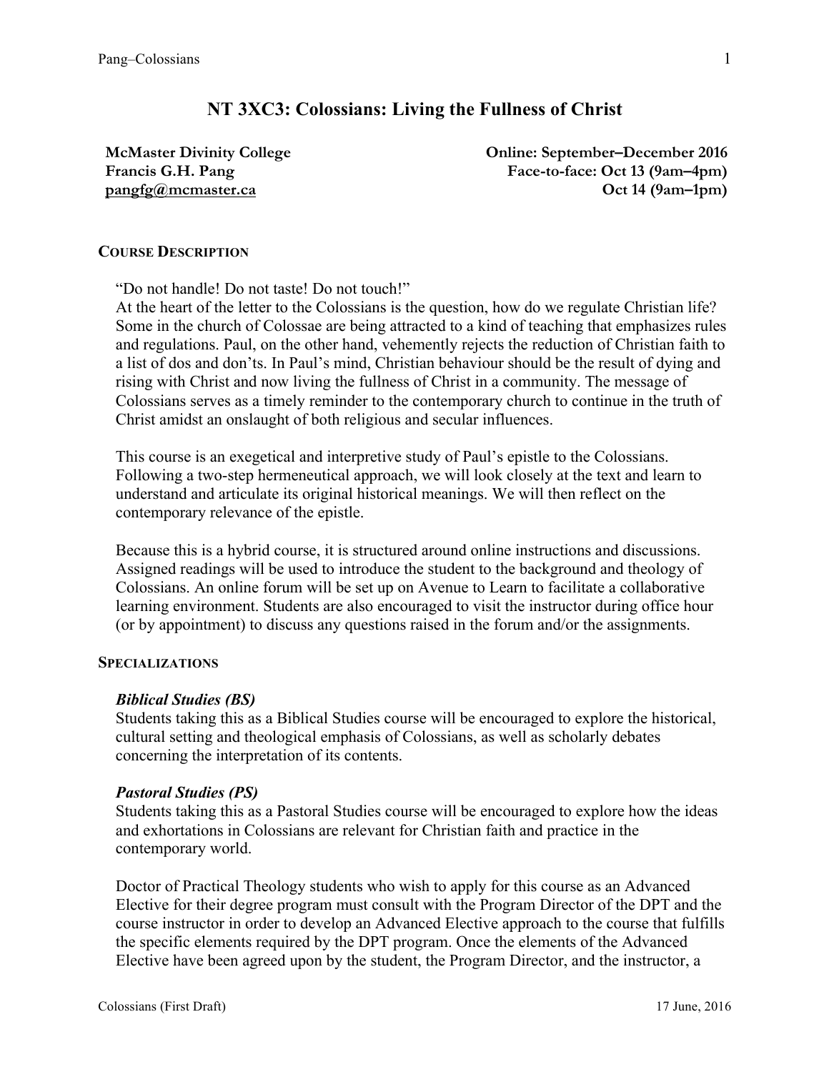# NT 3XC3: Colossians: Living the Fullness of Christ

**McMaster Divinity College**
**Francis G.H. Pang**
**pangfg@mcmaster.ca**

**Online: September–December 2016**
**Face-to-face: Oct 13 (9am–4pm)**
**Oct 14 (9am–1pm)**

## COURSE DESCRIPTION

"Do not handle! Do not taste! Do not touch!"
At the heart of the letter to the Colossians is the question, how do we regulate Christian life? Some in the church of Colossae are being attracted to a kind of teaching that emphasizes rules and regulations. Paul, on the other hand, vehemently rejects the reduction of Christian faith to a list of dos and don'ts. In Paul's mind, Christian behaviour should be the result of dying and rising with Christ and now living the fullness of Christ in a community. The message of Colossians serves as a timely reminder to the contemporary church to continue in the truth of Christ amidst an onslaught of both religious and secular influences.

This course is an exegetical and interpretive study of Paul's epistle to the Colossians. Following a two-step hermeneutical approach, we will look closely at the text and learn to understand and articulate its original historical meanings. We will then reflect on the contemporary relevance of the epistle.

Because this is a hybrid course, it is structured around online instructions and discussions. Assigned readings will be used to introduce the student to the background and theology of Colossians. An online forum will be set up on Avenue to Learn to facilitate a collaborative learning environment. Students are also encouraged to visit the instructor during office hour (or by appointment) to discuss any questions raised in the forum and/or the assignments.

## SPECIALIZATIONS

### *Biblical Studies (BS)*

Students taking this as a Biblical Studies course will be encouraged to explore the historical, cultural setting and theological emphasis of Colossians, as well as scholarly debates concerning the interpretation of its contents.

### *Pastoral Studies (PS)*

Students taking this as a Pastoral Studies course will be encouraged to explore how the ideas and exhortations in Colossians are relevant for Christian faith and practice in the contemporary world.

Doctor of Practical Theology students who wish to apply for this course as an Advanced Elective for their degree program must consult with the Program Director of the DPT and the course instructor in order to develop an Advanced Elective approach to the course that fulfills the specific elements required by the DPT program. Once the elements of the Advanced Elective have been agreed upon by the student, the Program Director, and the instructor, a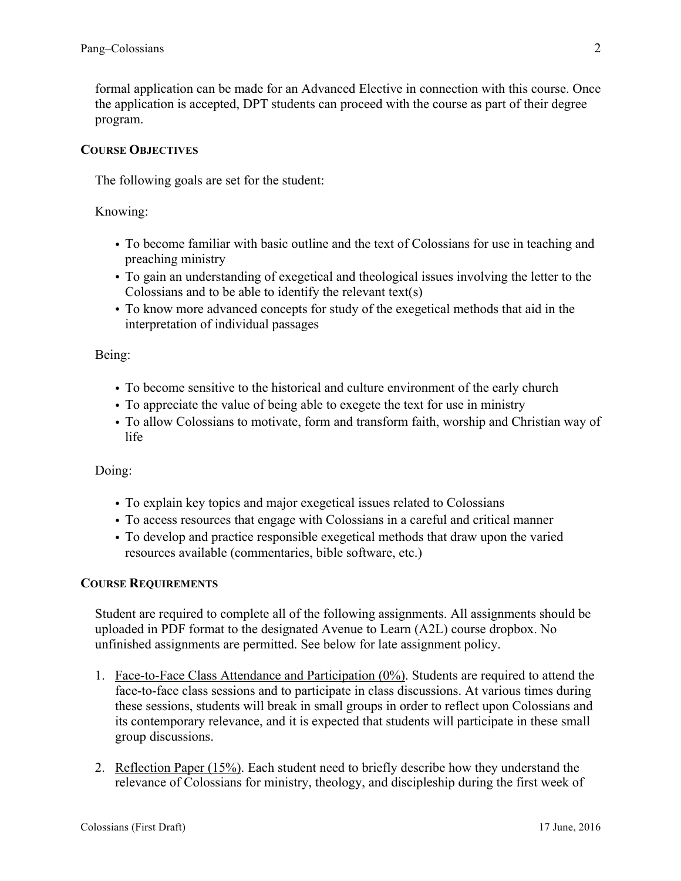formal application can be made for an Advanced Elective in connection with this course. Once the application is accepted, DPT students can proceed with the course as part of their degree program.

## COURSE OBJECTIVES

The following goals are set for the student:

Knowing:

- To become familiar with basic outline and the text of Colossians for use in teaching and preaching ministry
- To gain an understanding of exegetical and theological issues involving the letter to the Colossians and to be able to identify the relevant text(s)
- To know more advanced concepts for study of the exegetical methods that aid in the interpretation of individual passages

Being:

- To become sensitive to the historical and culture environment of the early church
- To appreciate the value of being able to exegete the text for use in ministry
- To allow Colossians to motivate, form and transform faith, worship and Christian way of life

Doing:

- To explain key topics and major exegetical issues related to Colossians
- To access resources that engage with Colossians in a careful and critical manner
- To develop and practice responsible exegetical methods that draw upon the varied resources available (commentaries, bible software, etc.)

## COURSE REQUIREMENTS

Student are required to complete all of the following assignments. All assignments should be uploaded in PDF format to the designated Avenue to Learn (A2L) course dropbox. No unfinished assignments are permitted. See below for late assignment policy.

1. Face-to-Face Class Attendance and Participation (0%). Students are required to attend the face-to-face class sessions and to participate in class discussions. At various times during these sessions, students will break in small groups in order to reflect upon Colossians and its contemporary relevance, and it is expected that students will participate in these small group discussions.

2. Reflection Paper (15%). Each student need to briefly describe how they understand the relevance of Colossians for ministry, theology, and discipleship during the first week of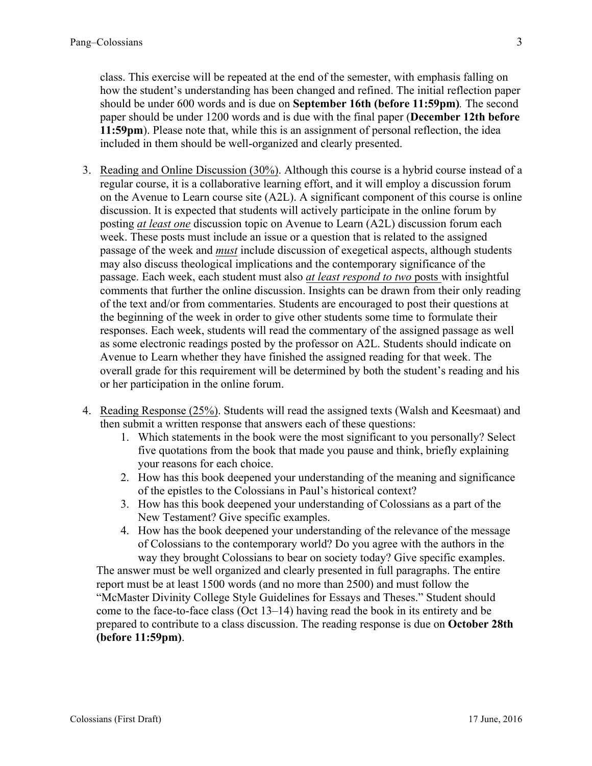class. This exercise will be repeated at the end of the semester, with emphasis falling on how the student's understanding has been changed and refined. The initial reflection paper should be under 600 words and is due on **September 16th (before 11:59pm)**. The second paper should be under 1200 words and is due with the final paper (**December 12th before 11:59pm**). Please note that, while this is an assignment of personal reflection, the idea included in them should be well-organized and clearly presented.

3. <u>Reading and Online Discussion (30%)</u>. Although this course is a hybrid course instead of a regular course, it is a collaborative learning effort, and it will employ a discussion forum on the Avenue to Learn course site (A2L). A significant component of this course is online discussion. It is expected that students will actively participate in the online forum by posting <u>*at least one*</u> discussion topic on Avenue to Learn (A2L) discussion forum each week. These posts must include an issue or a question that is related to the assigned passage of the week and <u>***must***</u> include discussion of exegetical aspects, although students may also discuss theological implications and the contemporary significance of the passage. Each week, each student must also <u>*at least respond to two* posts</u> with insightful comments that further the online discussion. Insights can be drawn from their only reading of the text and/or from commentaries. Students are encouraged to post their questions at the beginning of the week in order to give other students some time to formulate their responses. Each week, students will read the commentary of the assigned passage as well as some electronic readings posted by the professor on A2L. Students should indicate on Avenue to Learn whether they have finished the assigned reading for that week. The overall grade for this requirement will be determined by both the student's reading and his or her participation in the online forum.

4. <u>Reading Response (25%)</u>. Students will read the assigned texts (Walsh and Keesmaat) and then submit a written response that answers each of these questions:
   1. Which statements in the book were the most significant to you personally? Select five quotations from the book that made you pause and think, briefly explaining your reasons for each choice.
   2. How has this book deepened your understanding of the meaning and significance of the epistles to the Colossians in Paul's historical context?
   3. How has this book deepened your understanding of Colossians as a part of the New Testament? Give specific examples.
   4. How has the book deepened your understanding of the relevance of the message of Colossians to the contemporary world? Do you agree with the authors in the way they brought Colossians to bear on society today? Give specific examples.

   The answer must be well organized and clearly presented in full paragraphs. The entire report must be at least 1500 words (and no more than 2500) and must follow the "McMaster Divinity College Style Guidelines for Essays and Theses." Student should come to the face-to-face class (Oct 13–14) having read the book in its entirety and be prepared to contribute to a class discussion. The reading response is due on **October 28th (before 11:59pm)**.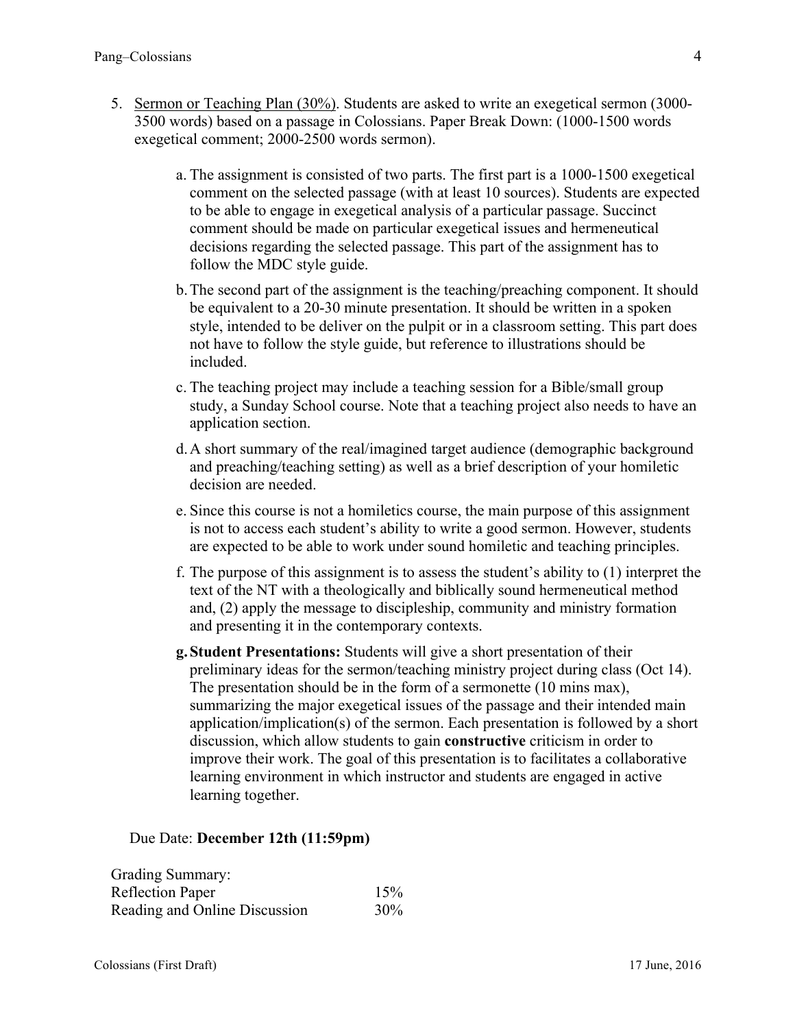5. <u>Sermon or Teaching Plan (30%)</u>. Students are asked to write an exegetical sermon (3000-3500 words) based on a passage in Colossians. Paper Break Down: (1000-1500 words exegetical comment; 2000-2500 words sermon).

    a. The assignment is consisted of two parts. The first part is a 1000-1500 exegetical comment on the selected passage (with at least 10 sources). Students are expected to be able to engage in exegetical analysis of a particular passage. Succinct comment should be made on particular exegetical issues and hermeneutical decisions regarding the selected passage. This part of the assignment has to follow the MDC style guide.

    b. The second part of the assignment is the teaching/preaching component. It should be equivalent to a 20-30 minute presentation. It should be written in a spoken style, intended to be deliver on the pulpit or in a classroom setting. This part does not have to follow the style guide, but reference to illustrations should be included.

    c. The teaching project may include a teaching session for a Bible/small group study, a Sunday School course. Note that a teaching project also needs to have an application section.

    d. A short summary of the real/imagined target audience (demographic background and preaching/teaching setting) as well as a brief description of your homiletic decision are needed.

    e. Since this course is not a homiletics course, the main purpose of this assignment is not to access each student's ability to write a good sermon. However, students are expected to be able to work under sound homiletic and teaching principles.

    f. The purpose of this assignment is to assess the student's ability to (1) interpret the text of the NT with a theologically and biblically sound hermeneutical method and, (2) apply the message to discipleship, community and ministry formation and presenting it in the contemporary contexts.

    g. **Student Presentations:** Students will give a short presentation of their preliminary ideas for the sermon/teaching ministry project during class (Oct 14). The presentation should be in the form of a sermonette (10 mins max), summarizing the major exegetical issues of the passage and their intended main application/implication(s) of the sermon. Each presentation is followed by a short discussion, which allow students to gain **constructive** criticism in order to improve their work. The goal of this presentation is to facilitates a collaborative learning environment in which instructor and students are engaged in active learning together.

Due Date: **December 12th (11:59pm)**

Grading Summary:

| | |
|---|---|
| Reflection Paper | 15% |
| Reading and Online Discussion | 30% |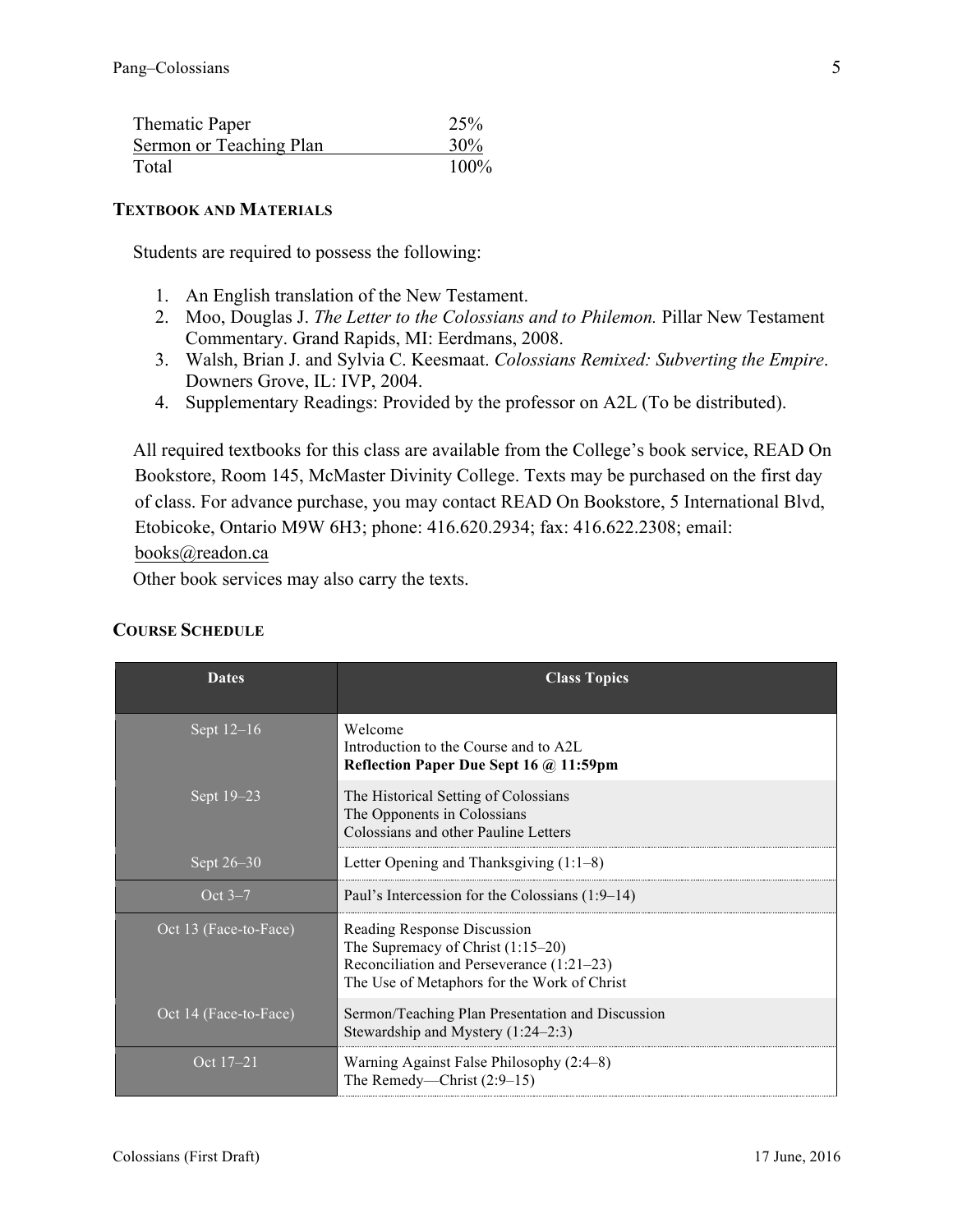| | |
|---|---|
| Thematic Paper | 25% |
| Sermon or Teaching Plan | 30% |
| Total | 100% |

## TEXTBOOK AND MATERIALS

Students are required to possess the following:

1. An English translation of the New Testament.
2. Moo, Douglas J. *The Letter to the Colossians and to Philemon.* Pillar New Testament Commentary. Grand Rapids, MI: Eerdmans, 2008.
3. Walsh, Brian J. and Sylvia C. Keesmaat. *Colossians Remixed: Subverting the Empire*. Downers Grove, IL: IVP, 2004.
4. Supplementary Readings: Provided by the professor on A2L (To be distributed).

All required textbooks for this class are available from the College's book service, READ On Bookstore, Room 145, McMaster Divinity College. Texts may be purchased on the first day of class. For advance purchase, you may contact READ On Bookstore, 5 International Blvd, Etobicoke, Ontario M9W 6H3; phone: 416.620.2934; fax: 416.622.2308; email: books@readon.ca

Other book services may also carry the texts.

## COURSE SCHEDULE

| Dates | Class Topics |
|---|---|
| Sept 12–16 | Welcome<br>Introduction to the Course and to A2L<br>**Reflection Paper Due Sept 16 @ 11:59pm** |
| Sept 19–23 | The Historical Setting of Colossians<br>The Opponents in Colossians<br>Colossians and other Pauline Letters |
| Sept 26–30 | Letter Opening and Thanksgiving (1:1–8) |
| Oct 3–7 | Paul's Intercession for the Colossians (1:9–14) |
| Oct 13 (Face-to-Face) | Reading Response Discussion<br>The Supremacy of Christ (1:15–20)<br>Reconciliation and Perseverance (1:21–23)<br>The Use of Metaphors for the Work of Christ |
| Oct 14 (Face-to-Face) | Sermon/Teaching Plan Presentation and Discussion<br>Stewardship and Mystery (1:24–2:3) |
| Oct 17–21 | Warning Against False Philosophy (2:4–8)<br>The Remedy—Christ (2:9–15) |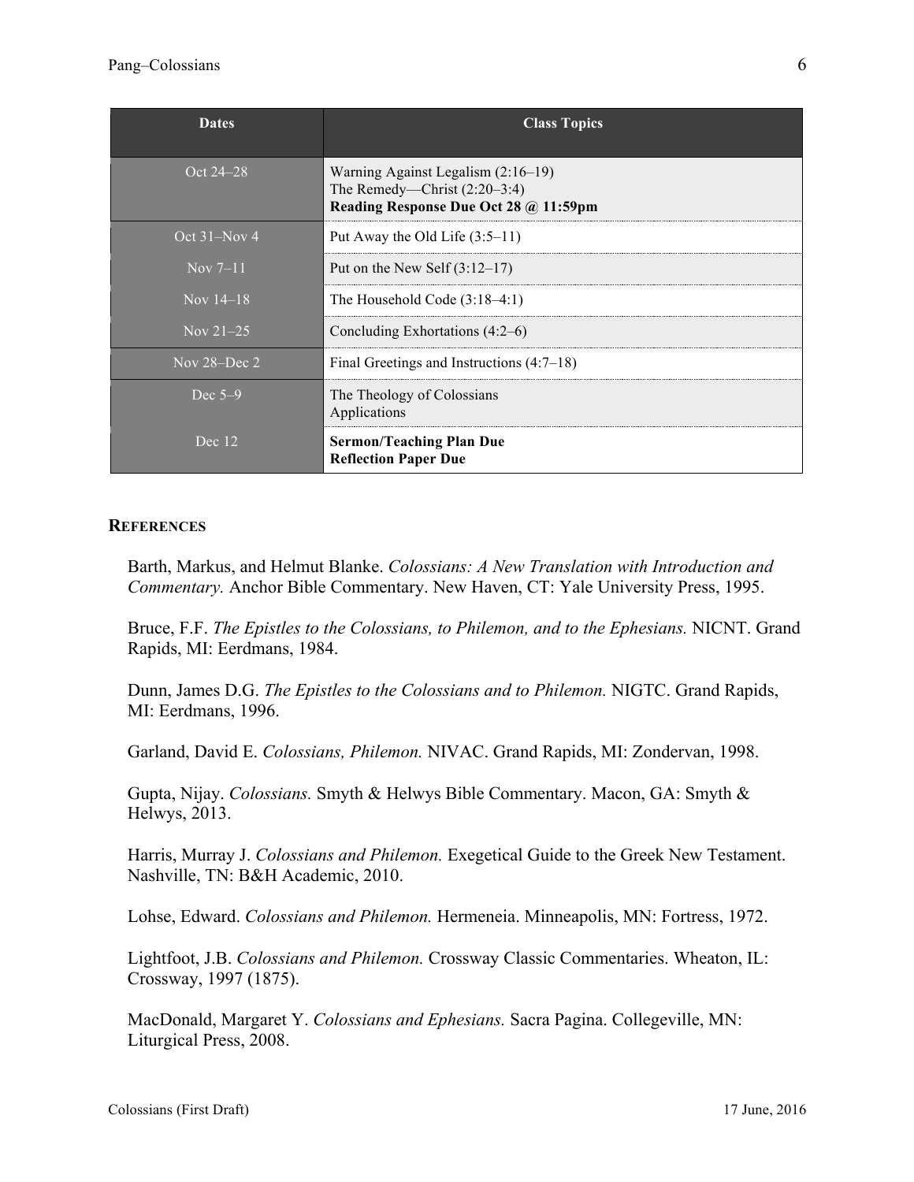| Dates | Class Topics |
| --- | --- |
| Oct 24–28 | Warning Against Legalism (2:16–19)<br>The Remedy—Christ (2:20–3:4)<br>**Reading Response Due Oct 28 @ 11:59pm** |
| Oct 31–Nov 4 | Put Away the Old Life (3:5–11) |
| Nov 7–11 | Put on the New Self (3:12–17) |
| Nov 14–18 | The Household Code (3:18–4:1) |
| Nov 21–25 | Concluding Exhortations (4:2–6) |
| Nov 28–Dec 2 | Final Greetings and Instructions (4:7–18) |
| Dec 5–9 | The Theology of Colossians<br>Applications |
| Dec 12 | **Sermon/Teaching Plan Due**<br>**Reflection Paper Due** |

## REFERENCES

Barth, Markus, and Helmut Blanke. *Colossians: A New Translation with Introduction and Commentary.* Anchor Bible Commentary. New Haven, CT: Yale University Press, 1995.

Bruce, F.F. *The Epistles to the Colossians, to Philemon, and to the Ephesians.* NICNT. Grand Rapids, MI: Eerdmans, 1984.

Dunn, James D.G. *The Epistles to the Colossians and to Philemon.* NIGTC. Grand Rapids, MI: Eerdmans, 1996.

Garland, David E. *Colossians, Philemon.* NIVAC. Grand Rapids, MI: Zondervan, 1998.

Gupta, Nijay. *Colossians.* Smyth & Helwys Bible Commentary. Macon, GA: Smyth & Helwys, 2013.

Harris, Murray J. *Colossians and Philemon.* Exegetical Guide to the Greek New Testament. Nashville, TN: B&H Academic, 2010.

Lohse, Edward. *Colossians and Philemon.* Hermeneia. Minneapolis, MN: Fortress, 1972.

Lightfoot, J.B. *Colossians and Philemon.* Crossway Classic Commentaries. Wheaton, IL: Crossway, 1997 (1875).

MacDonald, Margaret Y. *Colossians and Ephesians.* Sacra Pagina. Collegeville, MN: Liturgical Press, 2008.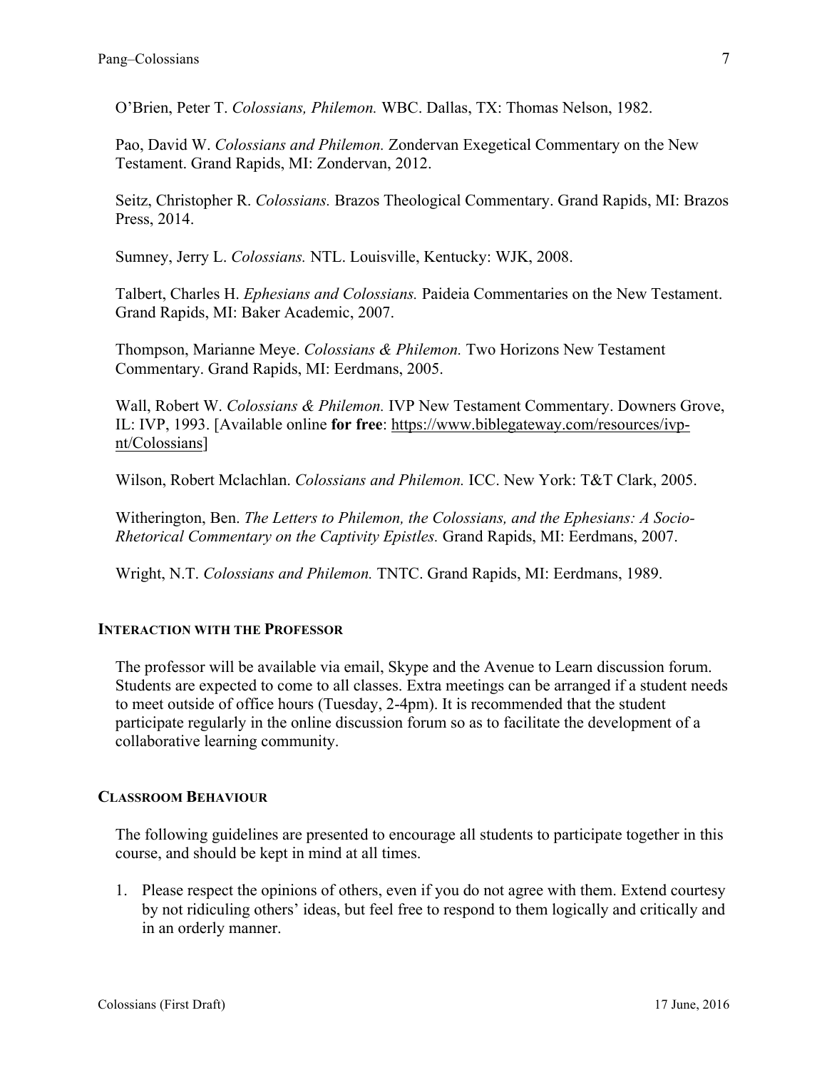O'Brien, Peter T. *Colossians, Philemon.* WBC. Dallas, TX: Thomas Nelson, 1982.

Pao, David W. *Colossians and Philemon.* Zondervan Exegetical Commentary on the New Testament. Grand Rapids, MI: Zondervan, 2012.

Seitz, Christopher R. *Colossians.* Brazos Theological Commentary. Grand Rapids, MI: Brazos Press, 2014.

Sumney, Jerry L. *Colossians.* NTL. Louisville, Kentucky: WJK, 2008.

Talbert, Charles H. *Ephesians and Colossians.* Paideia Commentaries on the New Testament. Grand Rapids, MI: Baker Academic, 2007.

Thompson, Marianne Meye. *Colossians & Philemon.* Two Horizons New Testament Commentary. Grand Rapids, MI: Eerdmans, 2005.

Wall, Robert W. *Colossians & Philemon.* IVP New Testament Commentary. Downers Grove, IL: IVP, 1993. [Available online **for free**: https://www.biblegateway.com/resources/ivp-nt/Colossians]

Wilson, Robert Mclachlan. *Colossians and Philemon.* ICC. New York: T&T Clark, 2005.

Witherington, Ben. *The Letters to Philemon, the Colossians, and the Ephesians: A Socio-Rhetorical Commentary on the Captivity Epistles.* Grand Rapids, MI: Eerdmans, 2007.

Wright, N.T. *Colossians and Philemon.* TNTC. Grand Rapids, MI: Eerdmans, 1989.

## INTERACTION WITH THE PROFESSOR

The professor will be available via email, Skype and the Avenue to Learn discussion forum. Students are expected to come to all classes. Extra meetings can be arranged if a student needs to meet outside of office hours (Tuesday, 2-4pm). It is recommended that the student participate regularly in the online discussion forum so as to facilitate the development of a collaborative learning community.

## CLASSROOM BEHAVIOUR

The following guidelines are presented to encourage all students to participate together in this course, and should be kept in mind at all times.

1. Please respect the opinions of others, even if you do not agree with them. Extend courtesy by not ridiculing others' ideas, but feel free to respond to them logically and critically and in an orderly manner.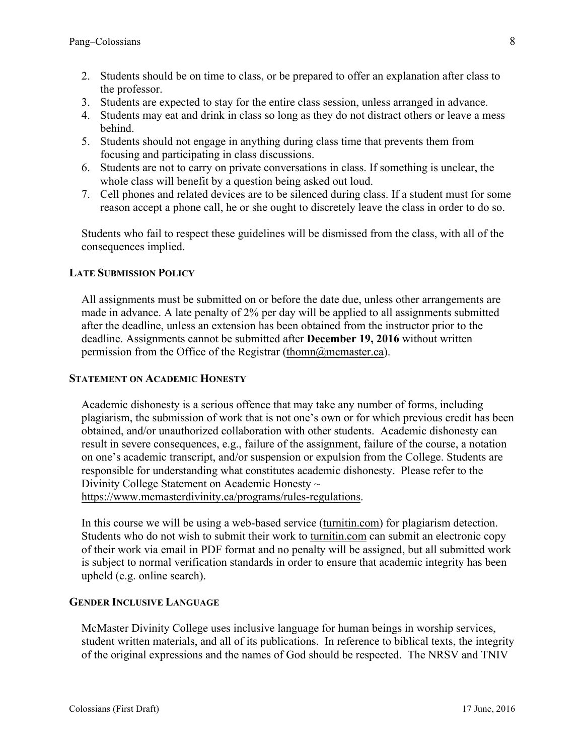2. Students should be on time to class, or be prepared to offer an explanation after class to the professor.
3. Students are expected to stay for the entire class session, unless arranged in advance.
4. Students may eat and drink in class so long as they do not distract others or leave a mess behind.
5. Students should not engage in anything during class time that prevents them from focusing and participating in class discussions.
6. Students are not to carry on private conversations in class. If something is unclear, the whole class will benefit by a question being asked out loud.
7. Cell phones and related devices are to be silenced during class. If a student must for some reason accept a phone call, he or she ought to discretely leave the class in order to do so.

Students who fail to respect these guidelines will be dismissed from the class, with all of the consequences implied.

### LATE SUBMISSION POLICY

All assignments must be submitted on or before the date due, unless other arrangements are made in advance. A late penalty of 2% per day will be applied to all assignments submitted after the deadline, unless an extension has been obtained from the instructor prior to the deadline. Assignments cannot be submitted after **December 19, 2016** without written permission from the Office of the Registrar (thomn@mcmaster.ca).

### STATEMENT ON ACADEMIC HONESTY

Academic dishonesty is a serious offence that may take any number of forms, including plagiarism, the submission of work that is not one's own or for which previous credit has been obtained, and/or unauthorized collaboration with other students. Academic dishonesty can result in severe consequences, e.g., failure of the assignment, failure of the course, a notation on one's academic transcript, and/or suspension or expulsion from the College. Students are responsible for understanding what constitutes academic dishonesty. Please refer to the Divinity College Statement on Academic Honesty ~ https://www.mcmasterdivinity.ca/programs/rules-regulations.

In this course we will be using a web-based service (turnitin.com) for plagiarism detection. Students who do not wish to submit their work to turnitin.com can submit an electronic copy of their work via email in PDF format and no penalty will be assigned, but all submitted work is subject to normal verification standards in order to ensure that academic integrity has been upheld (e.g. online search).

### GENDER INCLUSIVE LANGUAGE

McMaster Divinity College uses inclusive language for human beings in worship services, student written materials, and all of its publications. In reference to biblical texts, the integrity of the original expressions and the names of God should be respected. The NRSV and TNIV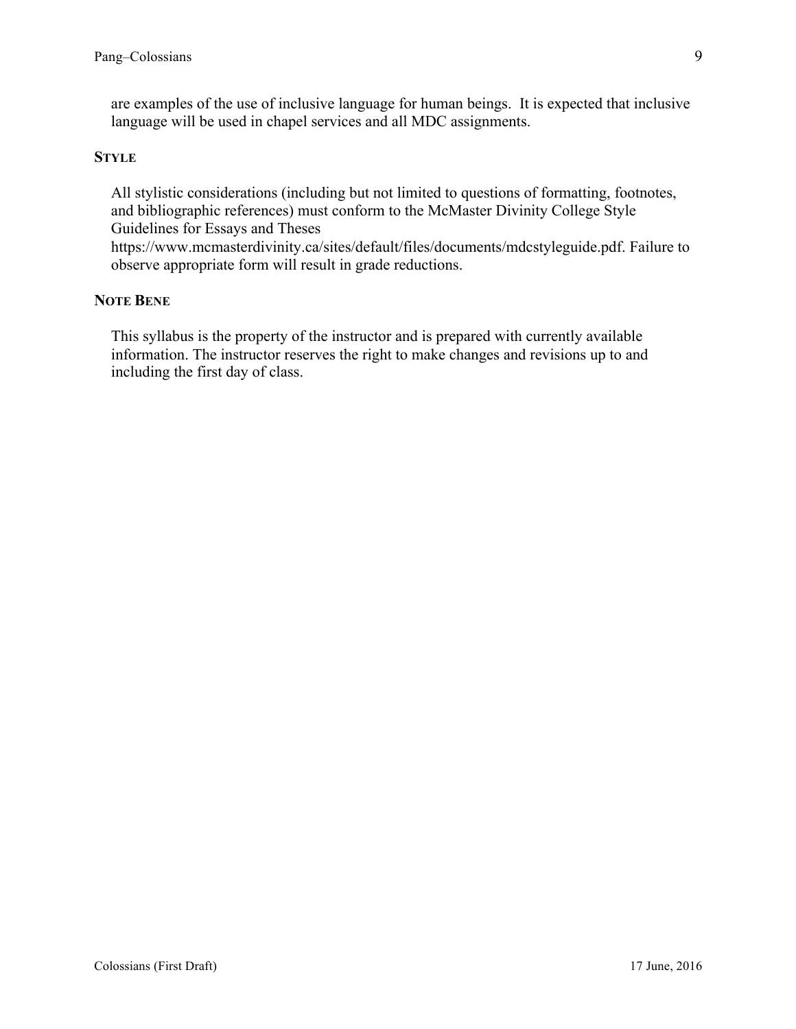are examples of the use of inclusive language for human beings. It is expected that inclusive language will be used in chapel services and all MDC assignments.

### STYLE

All stylistic considerations (including but not limited to questions of formatting, footnotes, and bibliographic references) must conform to the McMaster Divinity College Style Guidelines for Essays and Theses https://www.mcmasterdivinity.ca/sites/default/files/documents/mdcstyleguide.pdf. Failure to observe appropriate form will result in grade reductions.

### NOTE BENE

This syllabus is the property of the instructor and is prepared with currently available information. The instructor reserves the right to make changes and revisions up to and including the first day of class.